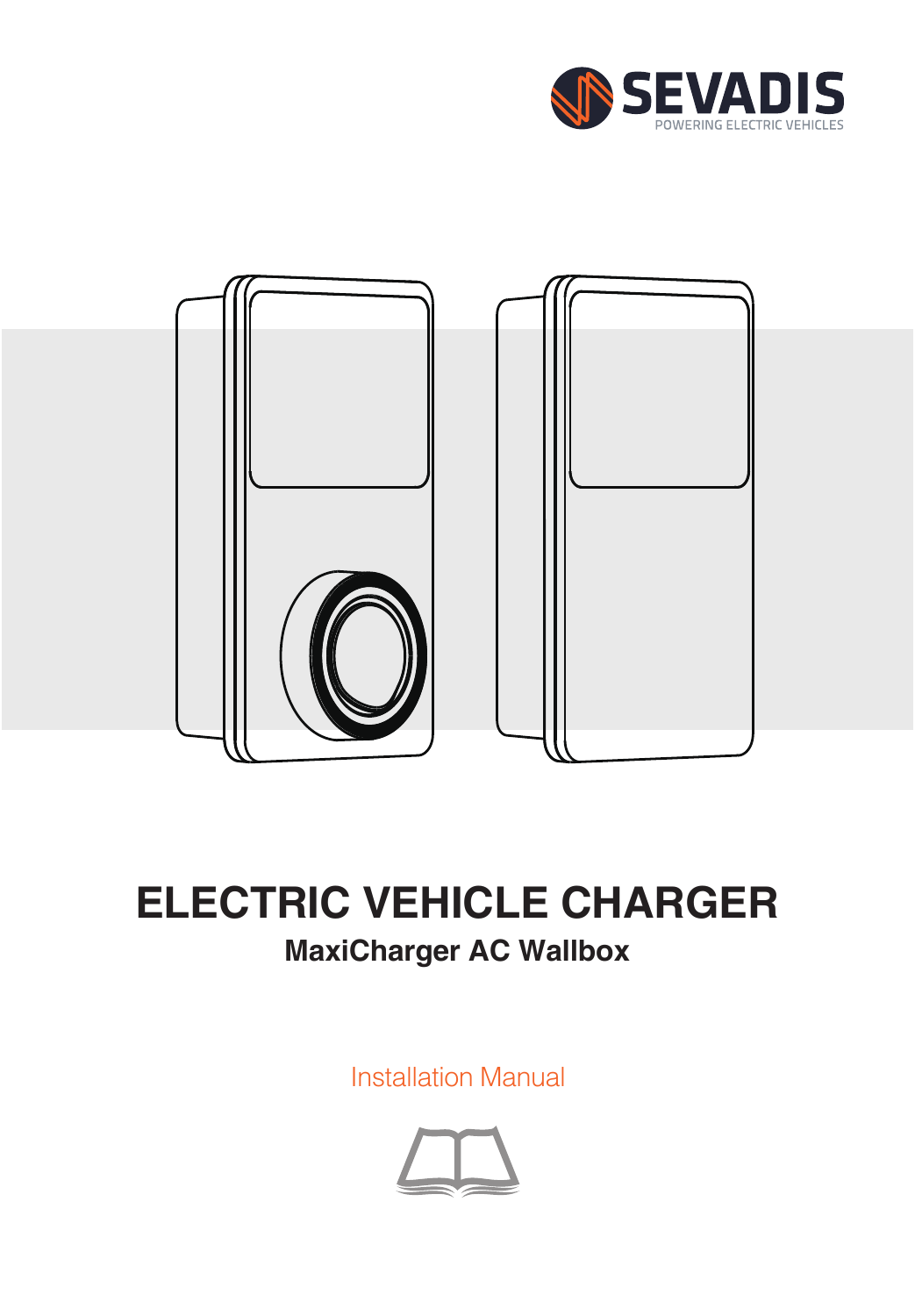SEVADIS
POWERING ELECTRIC VEHICLES

# ELECTRIC VEHICLE CHARGER

## MaxiCharger AC Wallbox

Installation Manual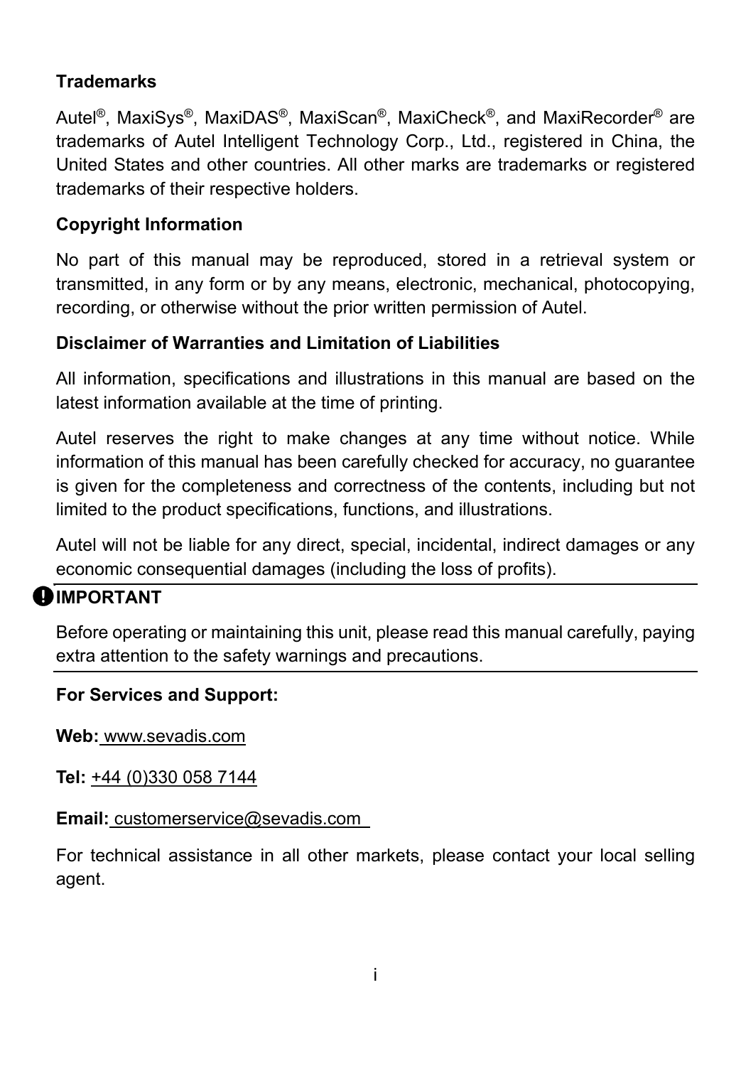**Trademarks**

Autel®, MaxiSys®, MaxiDAS®, MaxiScan®, MaxiCheck®, and MaxiRecorder® are trademarks of Autel Intelligent Technology Corp., Ltd., registered in China, the United States and other countries. All other marks are trademarks or registered trademarks of their respective holders.

**Copyright Information**

No part of this manual may be reproduced, stored in a retrieval system or transmitted, in any form or by any means, electronic, mechanical, photocopying, recording, or otherwise without the prior written permission of Autel.

**Disclaimer of Warranties and Limitation of Liabilities**

All information, specifications and illustrations in this manual are based on the latest information available at the time of printing.

Autel reserves the right to make changes at any time without notice. While information of this manual has been carefully checked for accuracy, no guarantee is given for the completeness and correctness of the contents, including but not limited to the product specifications, functions, and illustrations.

Autel will not be liable for any direct, special, incidental, indirect damages or any economic consequential damages (including the loss of profits).

---

**IMPORTANT**

Before operating or maintaining this unit, please read this manual carefully, paying extra attention to the safety warnings and precautions.

---

**For Services and Support:**

**Web:** www.sevadis.com

**Tel:** +44 (0)330 058 7144

**Email:** customerservice@sevadis.com

For technical assistance in all other markets, please contact your local selling agent.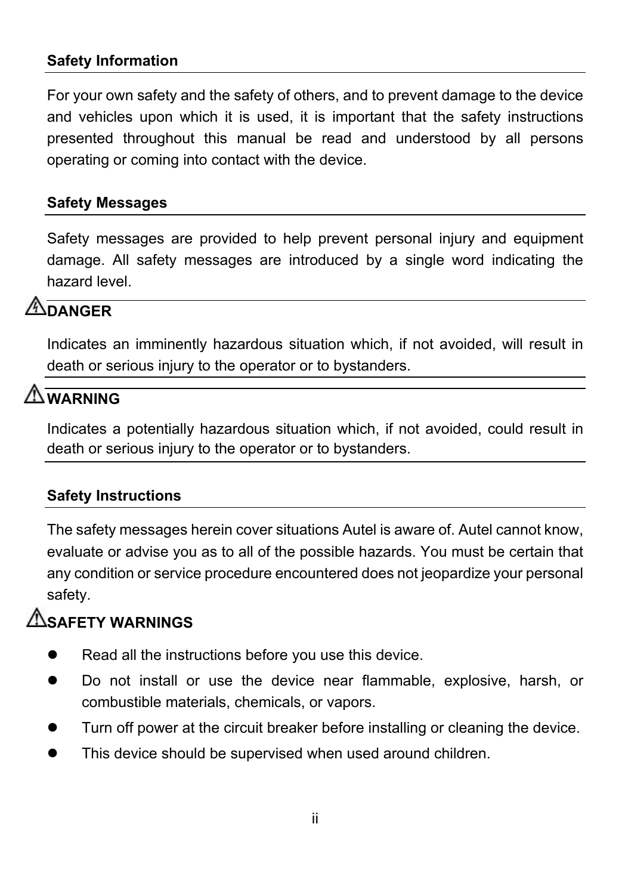## Safety Information

For your own safety and the safety of others, and to prevent damage to the device and vehicles upon which it is used, it is important that the safety instructions presented throughout this manual be read and understood by all persons operating or coming into contact with the device.

## Safety Messages

Safety messages are provided to help prevent personal injury and equipment damage. All safety messages are introduced by a single word indicating the hazard level.

### ⚠DANGER

Indicates an imminently hazardous situation which, if not avoided, will result in death or serious injury to the operator or to bystanders.

### ⚠WARNING

Indicates a potentially hazardous situation which, if not avoided, could result in death or serious injury to the operator or to bystanders.

## Safety Instructions

The safety messages herein cover situations Autel is aware of. Autel cannot know, evaluate or advise you as to all of the possible hazards. You must be certain that any condition or service procedure encountered does not jeopardize your personal safety.

### ⚠SAFETY WARNINGS

- Read all the instructions before you use this device.
- Do not install or use the device near flammable, explosive, harsh, or combustible materials, chemicals, or vapors.
- Turn off power at the circuit breaker before installing or cleaning the device.
- This device should be supervised when used around children.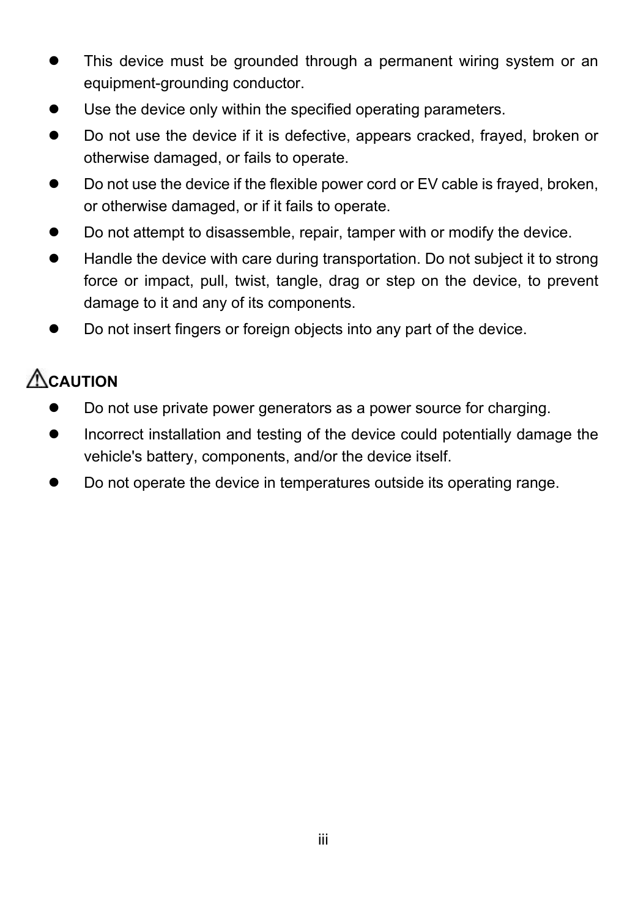- This device must be grounded through a permanent wiring system or an equipment-grounding conductor.
- Use the device only within the specified operating parameters.
- Do not use the device if it is defective, appears cracked, frayed, broken or otherwise damaged, or fails to operate.
- Do not use the device if the flexible power cord or EV cable is frayed, broken, or otherwise damaged, or if it fails to operate.
- Do not attempt to disassemble, repair, tamper with or modify the device.
- Handle the device with care during transportation. Do not subject it to strong force or impact, pull, twist, tangle, drag or step on the device, to prevent damage to it and any of its components.
- Do not insert fingers or foreign objects into any part of the device.

**⚠CAUTION**

- Do not use private power generators as a power source for charging.
- Incorrect installation and testing of the device could potentially damage the vehicle's battery, components, and/or the device itself.
- Do not operate the device in temperatures outside its operating range.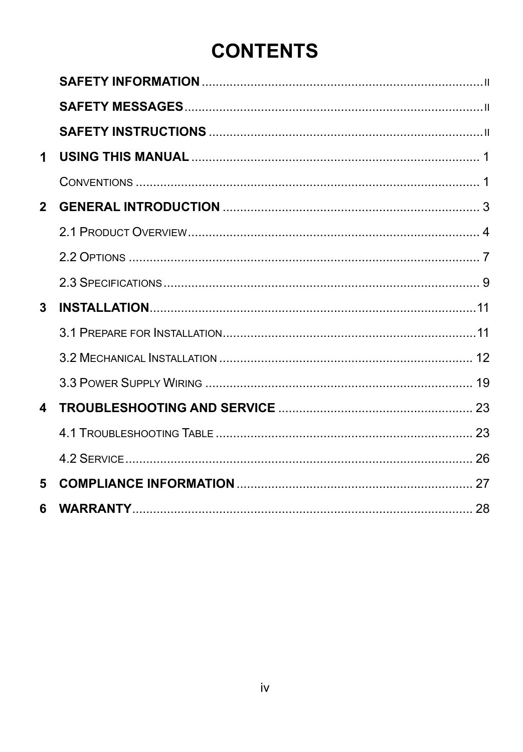# CONTENTS

**SAFETY INFORMATION** ..................................................................................II

**SAFETY MESSAGES**.......................................................................................II

**SAFETY INSTRUCTIONS** ...............................................................................II

**1 USING THIS MANUAL** ................................................................................... 1

CONVENTIONS ..................................................................................................... 1

**2 GENERAL INTRODUCTION** .......................................................................... 3

2.1 PRODUCT OVERVIEW................................................................................... 4

2.2 OPTIONS ..................................................................................................... 7

2.3 SPECIFICATIONS .......................................................................................... 9

**3 INSTALLATION**...............................................................................................11

3.1 PREPARE FOR INSTALLATION.........................................................................11

3.2 MECHANICAL INSTALLATION ......................................................................... 12

3.3 POWER SUPPLY WIRING .............................................................................. 19

**4 TROUBLESHOOTING AND SERVICE** ....................................................... 23

4.1 TROUBLESHOOTING TABLE .......................................................................... 23

4.2 SERVICE ..................................................................................................... 26

**5 COMPLIANCE INFORMATION** .................................................................... 27

**6 WARRANTY**................................................................................................... 28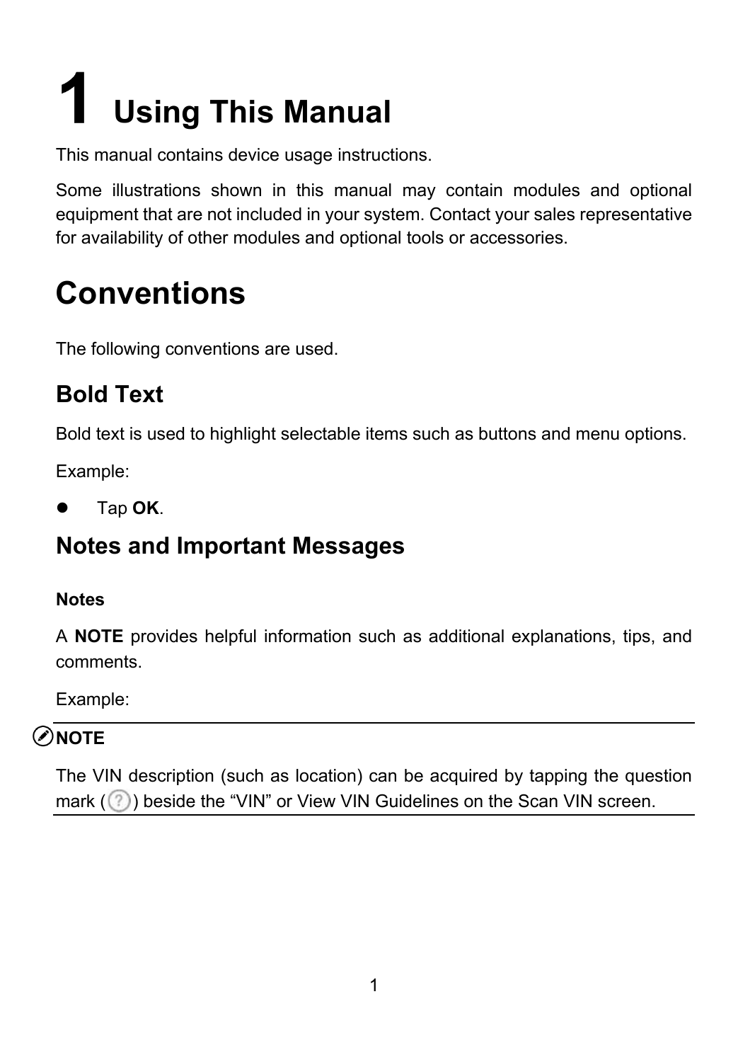# 1 Using This Manual

This manual contains device usage instructions.

Some illustrations shown in this manual may contain modules and optional equipment that are not included in your system. Contact your sales representative for availability of other modules and optional tools or accessories.

## Conventions

The following conventions are used.

### Bold Text

Bold text is used to highlight selectable items such as buttons and menu options.

Example:

- Tap **OK**.

### Notes and Important Messages

**Notes**

A **NOTE** provides helpful information such as additional explanations, tips, and comments.

Example:

---

**NOTE**

The VIN description (such as location) can be acquired by tapping the question mark (?) beside the “VIN” or View VIN Guidelines on the Scan VIN screen.

---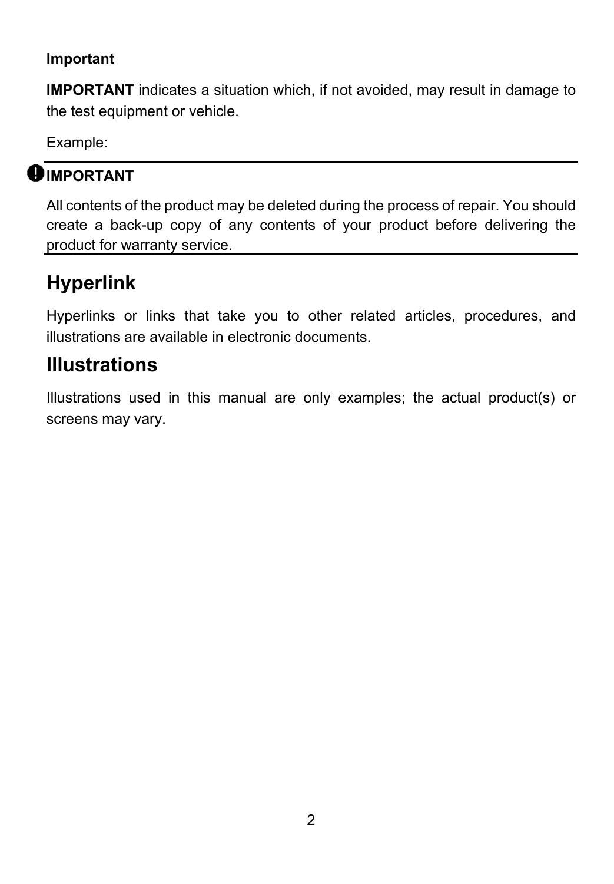**Important**

**IMPORTANT** indicates a situation which, if not avoided, may result in damage to the test equipment or vehicle.

Example:

**IMPORTANT**

All contents of the product may be deleted during the process of repair. You should create a back-up copy of any contents of your product before delivering the product for warranty service.

## Hyperlink

Hyperlinks or links that take you to other related articles, procedures, and illustrations are available in electronic documents.

## Illustrations

Illustrations used in this manual are only examples; the actual product(s) or screens may vary.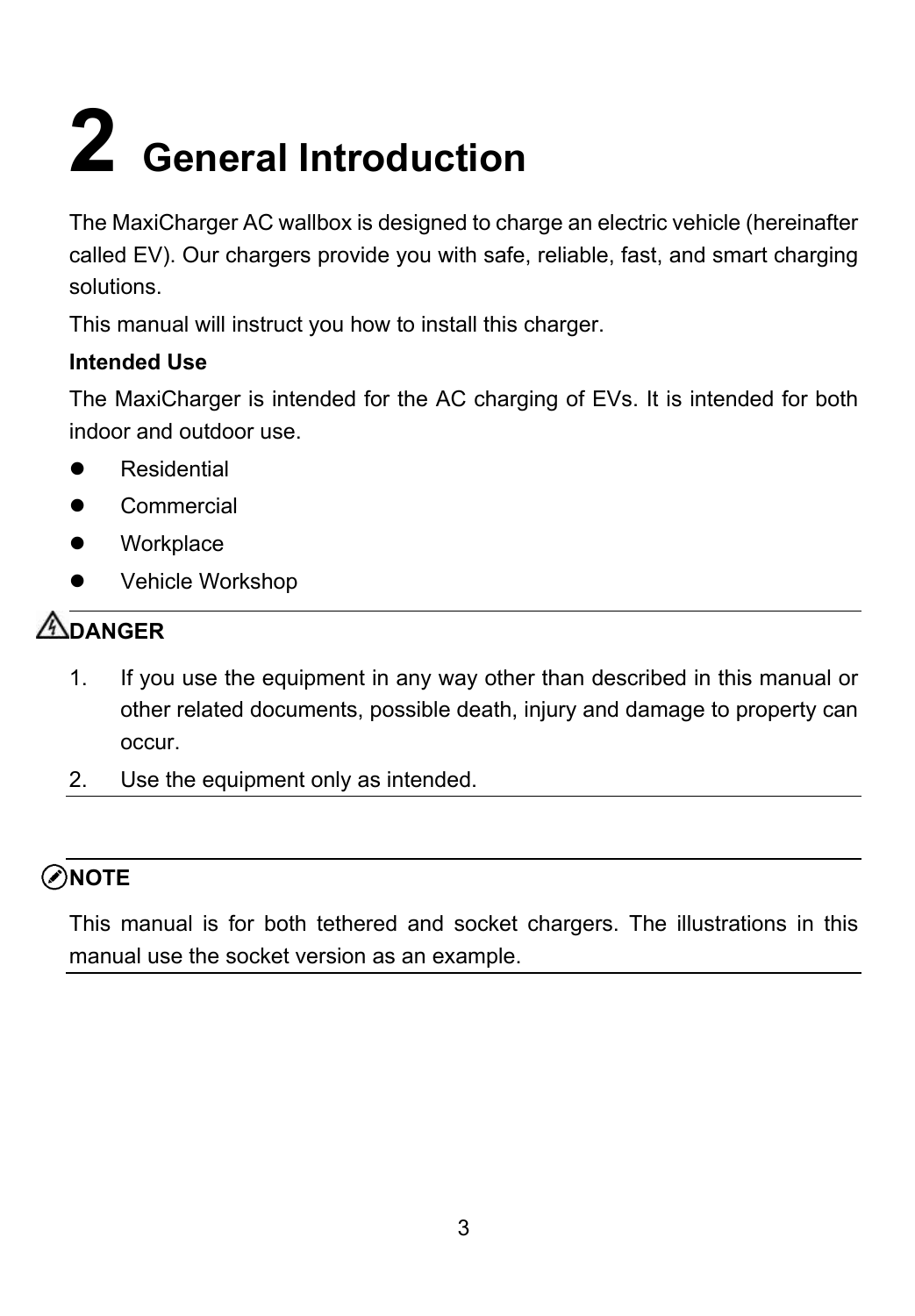# 2 General Introduction

The MaxiCharger AC wallbox is designed to charge an electric vehicle (hereinafter called EV). Our chargers provide you with safe, reliable, fast, and smart charging solutions.

This manual will instruct you how to install this charger.

**Intended Use**

The MaxiCharger is intended for the AC charging of EVs. It is intended for both indoor and outdoor use.

- Residential
- Commercial
- Workplace
- Vehicle Workshop

---

**DANGER**

1. If you use the equipment in any way other than described in this manual or other related documents, possible death, injury and damage to property can occur.
2. Use the equipment only as intended.

---

**NOTE**

This manual is for both tethered and socket chargers. The illustrations in this manual use the socket version as an example.

---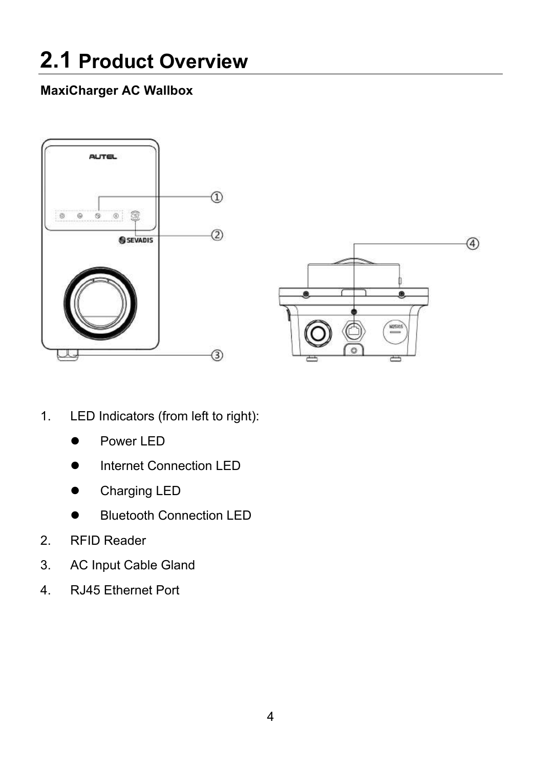# 2.1 Product Overview

**MaxiCharger AC Wallbox**

1. LED Indicators (from left to right):
   - Power LED
   - Internet Connection LED
   - Charging LED
   - Bluetooth Connection LED
2. RFID Reader
3. AC Input Cable Gland
4. RJ45 Ethernet Port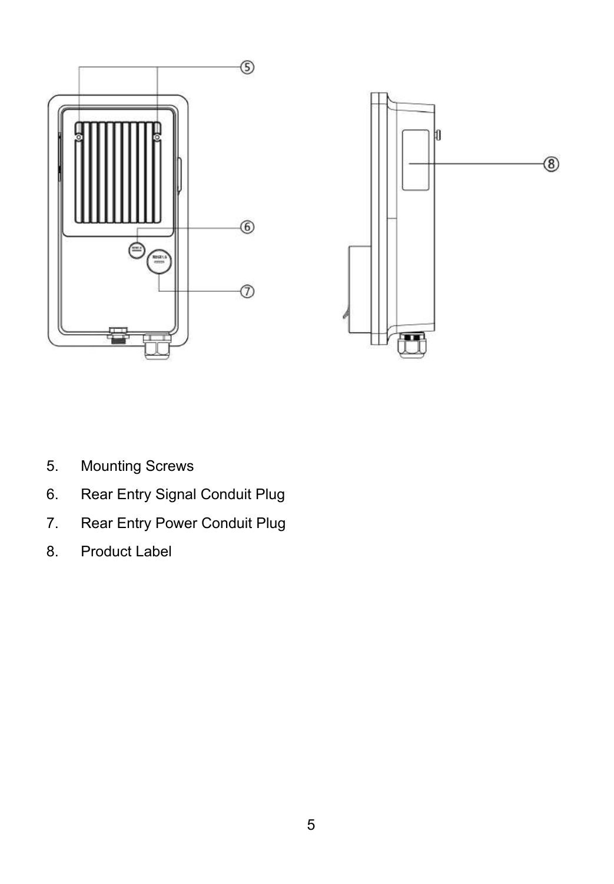5. Mounting Screws
6. Rear Entry Signal Conduit Plug
7. Rear Entry Power Conduit Plug
8. Product Label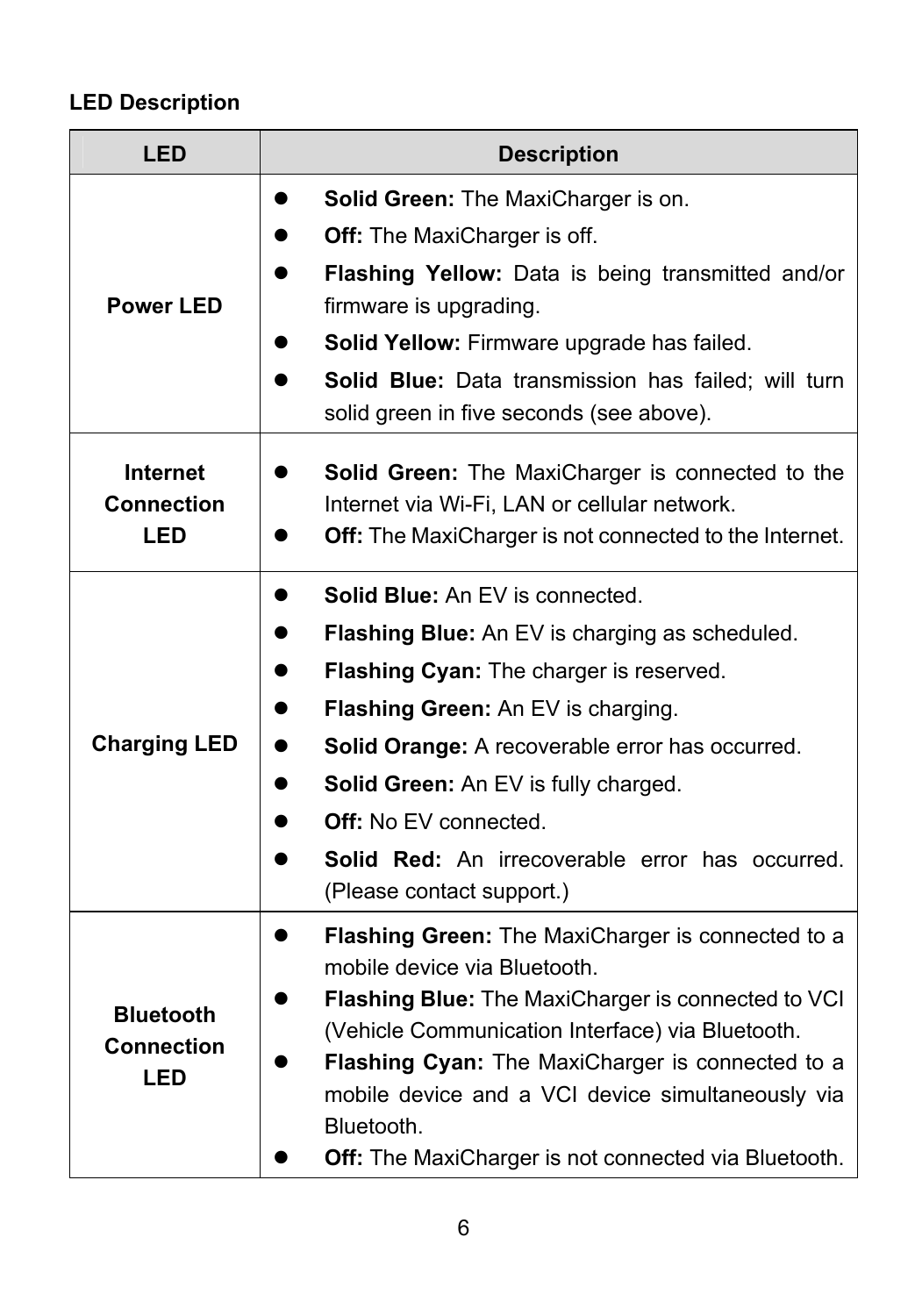**LED Description**

| LED | Description |
|---|---|
| **Power LED** | • **Solid Green:** The MaxiCharger is on.<br>• **Off:** The MaxiCharger is off.<br>• **Flashing Yellow:** Data is being transmitted and/or firmware is upgrading.<br>• **Solid Yellow:** Firmware upgrade has failed.<br>• **Solid Blue:** Data transmission has failed; will turn solid green in five seconds (see above). |
| **Internet Connection LED** | • **Solid Green:** The MaxiCharger is connected to the Internet via Wi-Fi, LAN or cellular network.<br>• **Off:** The MaxiCharger is not connected to the Internet. |
| **Charging LED** | • **Solid Blue:** An EV is connected.<br>• **Flashing Blue:** An EV is charging as scheduled.<br>• **Flashing Cyan:** The charger is reserved.<br>• **Flashing Green:** An EV is charging.<br>• **Solid Orange:** A recoverable error has occurred.<br>• **Solid Green:** An EV is fully charged.<br>• **Off:** No EV connected.<br>• **Solid Red:** An irrecoverable error has occurred. (Please contact support.) |
| **Bluetooth Connection LED** | • **Flashing Green:** The MaxiCharger is connected to a mobile device via Bluetooth.<br>• **Flashing Blue:** The MaxiCharger is connected to VCI (Vehicle Communication Interface) via Bluetooth.<br>• **Flashing Cyan:** The MaxiCharger is connected to a mobile device and a VCI device simultaneously via Bluetooth.<br>• **Off:** The MaxiCharger is not connected via Bluetooth. |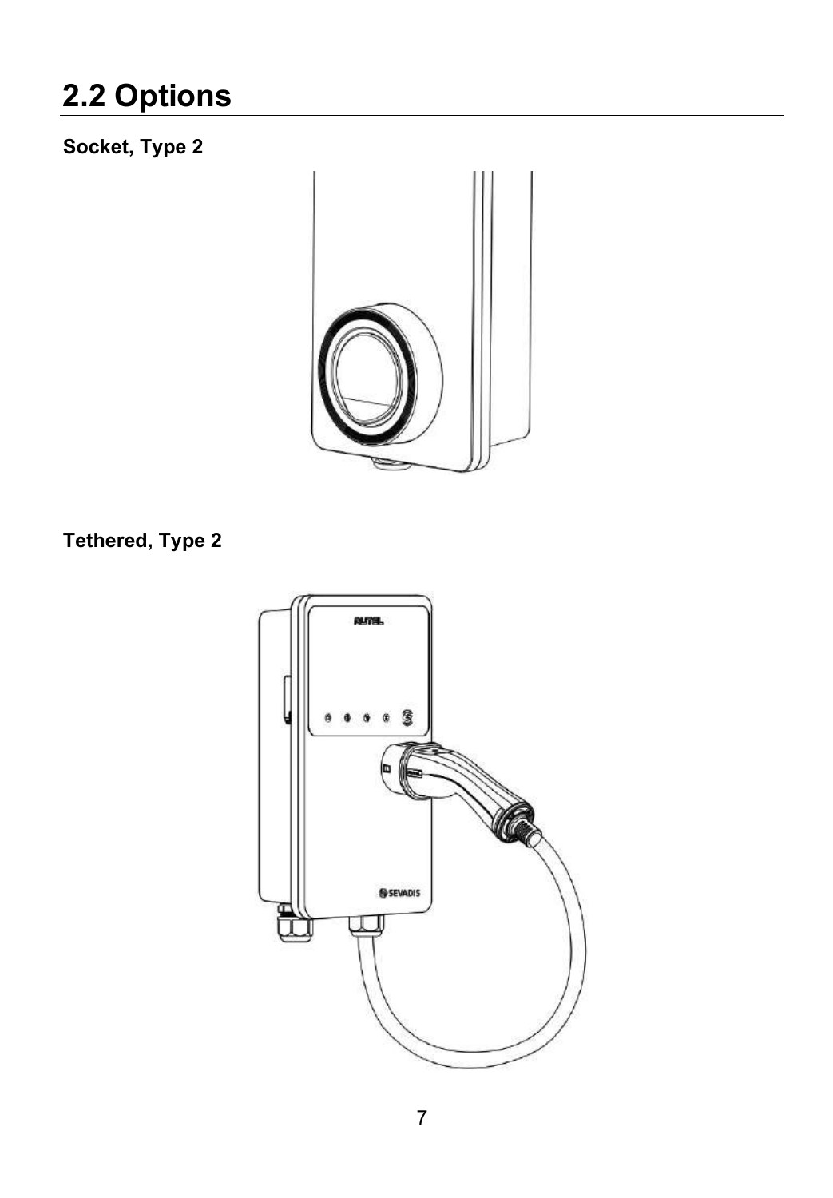## 2.2 Options

**Socket, Type 2**

**Tethered, Type 2**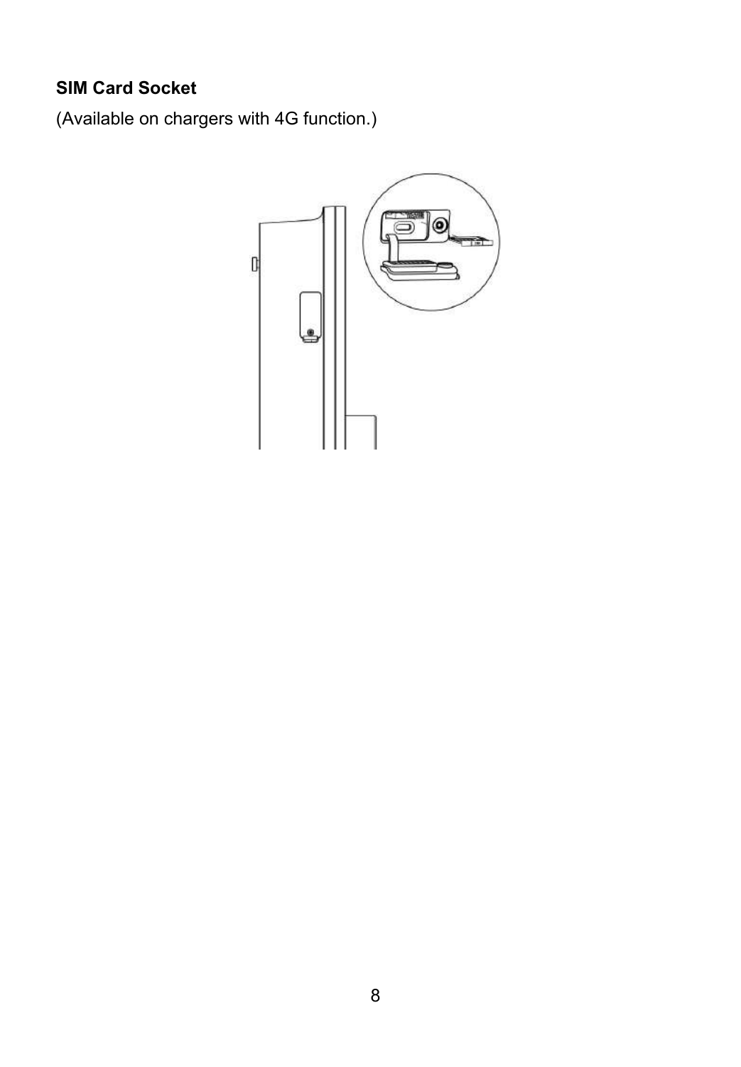**SIM Card Socket**

(Available on chargers with 4G function.)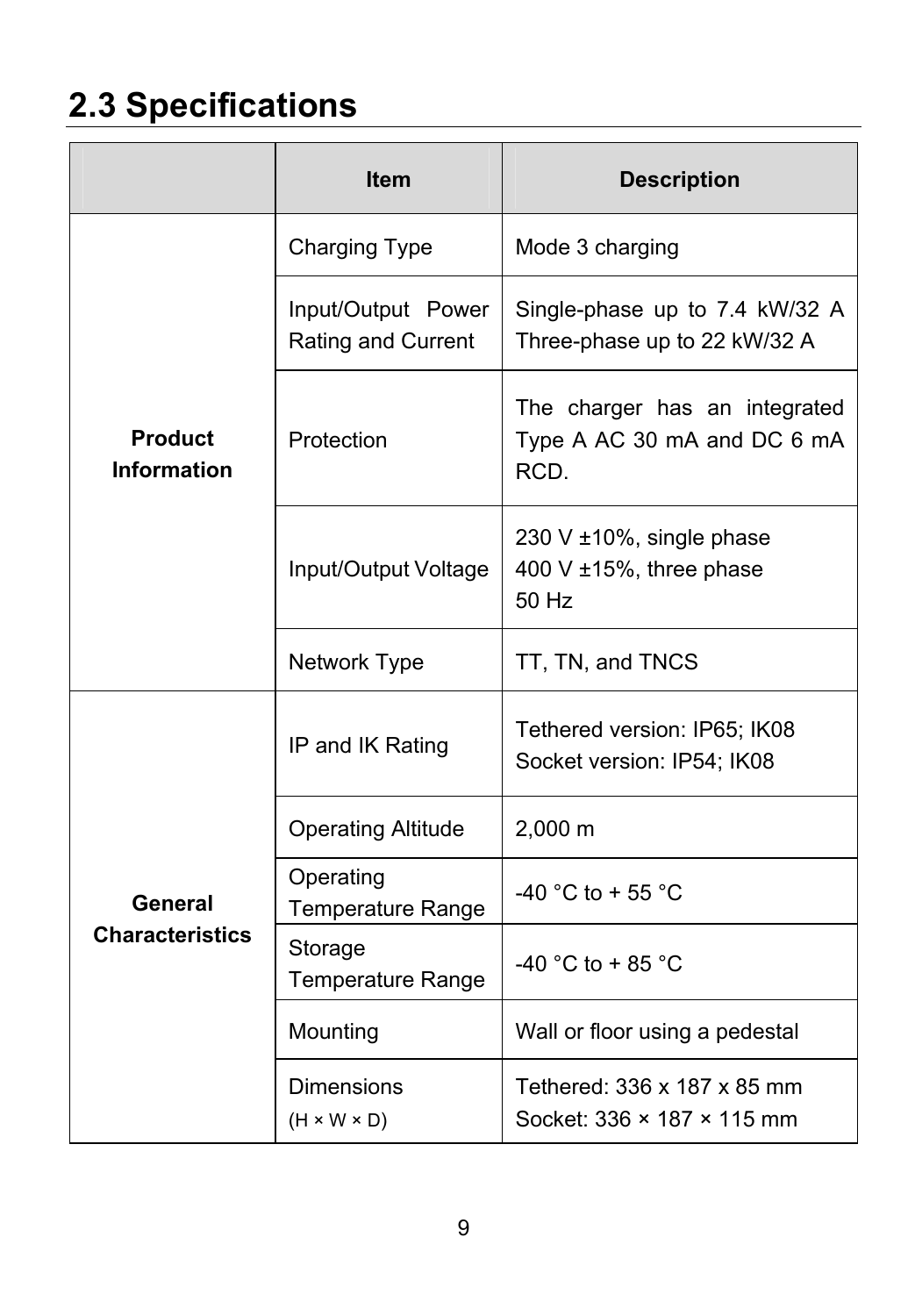## 2.3 Specifications

| | Item | Description |
|---|---|---|
| **Product Information** | Charging Type | Mode 3 charging |
| | Input/Output Power Rating and Current | Single-phase up to 7.4 kW/32 A<br>Three-phase up to 22 kW/32 A |
| | Protection | The charger has an integrated Type A AC 30 mA and DC 6 mA RCD. |
| | Input/Output Voltage | 230 V ±10%, single phase<br>400 V ±15%, three phase<br>50 Hz |
| | Network Type | TT, TN, and TNCS |
| **General Characteristics** | IP and IK Rating | Tethered version: IP65; IK08<br>Socket version: IP54; IK08 |
| | Operating Altitude | 2,000 m |
| | Operating Temperature Range | -40 °C to + 55 °C |
| | Storage Temperature Range | -40 °C to + 85 °C |
| | Mounting | Wall or floor using a pedestal |
| | Dimensions (H × W × D) | Tethered: 336 x 187 x 85 mm<br>Socket: 336 × 187 × 115 mm |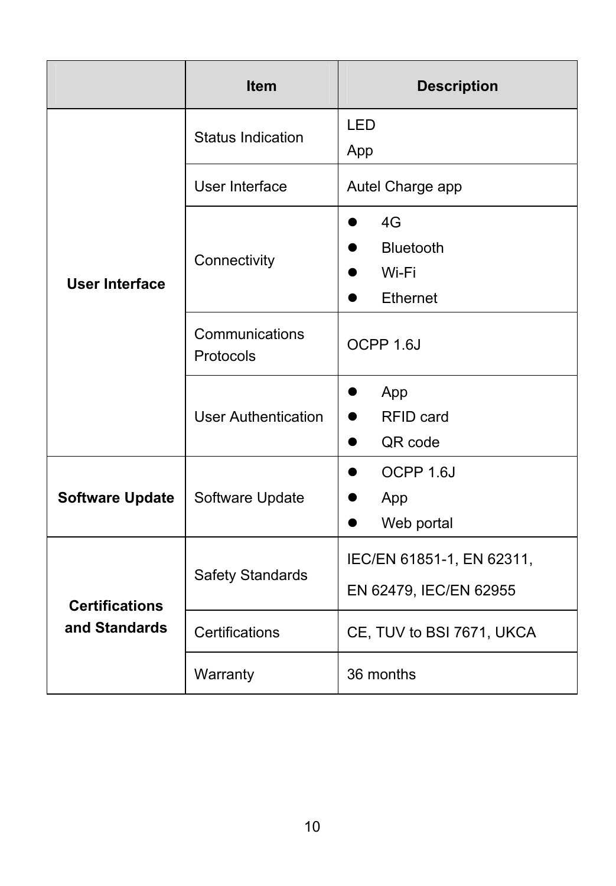| | Item | Description |
|---|---|---|
| **User Interface** | Status Indication | LED<br>App |
| | User Interface | Autel Charge app |
| | Connectivity | ● 4G<br>● Bluetooth<br>● Wi-Fi<br>● Ethernet |
| | Communications Protocols | OCPP 1.6J |
| | User Authentication | ● App<br>● RFID card<br>● QR code |
| **Software Update** | Software Update | ● OCPP 1.6J<br>● App<br>● Web portal |
| **Certifications and Standards** | Safety Standards | IEC/EN 61851-1, EN 62311, EN 62479, IEC/EN 62955 |
| | Certifications | CE, TUV to BSI 7671, UKCA |
| | Warranty | 36 months |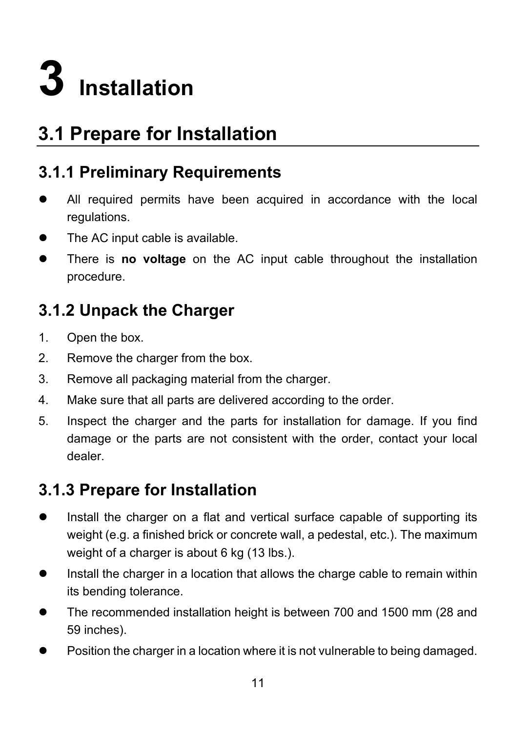# 3 Installation

## 3.1 Prepare for Installation

### 3.1.1 Preliminary Requirements

- All required permits have been acquired in accordance with the local regulations.
- The AC input cable is available.
- There is **no voltage** on the AC input cable throughout the installation procedure.

### 3.1.2 Unpack the Charger

1. Open the box.
2. Remove the charger from the box.
3. Remove all packaging material from the charger.
4. Make sure that all parts are delivered according to the order.
5. Inspect the charger and the parts for installation for damage. If you find damage or the parts are not consistent with the order, contact your local dealer.

### 3.1.3 Prepare for Installation

- Install the charger on a flat and vertical surface capable of supporting its weight (e.g. a finished brick or concrete wall, a pedestal, etc.). The maximum weight of a charger is about 6 kg (13 lbs.).
- Install the charger in a location that allows the charge cable to remain within its bending tolerance.
- The recommended installation height is between 700 and 1500 mm (28 and 59 inches).
- Position the charger in a location where it is not vulnerable to being damaged.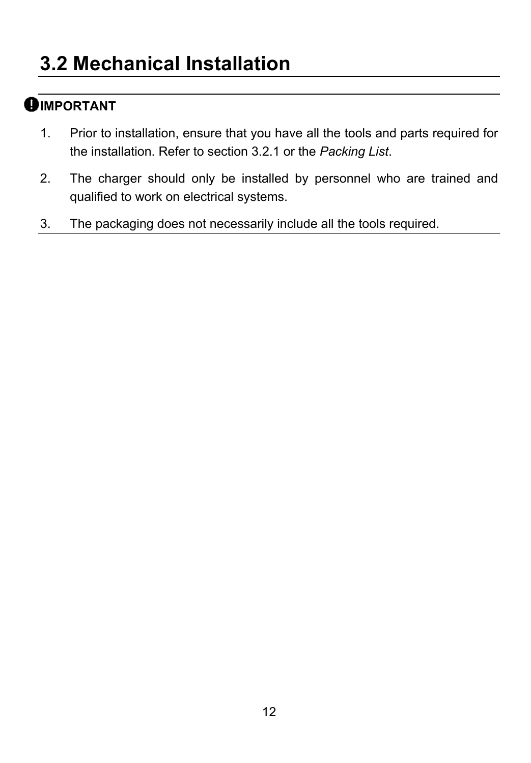## 3.2 Mechanical Installation

**IMPORTANT**

1. Prior to installation, ensure that you have all the tools and parts required for the installation. Refer to section 3.2.1 or the *Packing List*.
2. The charger should only be installed by personnel who are trained and qualified to work on electrical systems.
3. The packaging does not necessarily include all the tools required.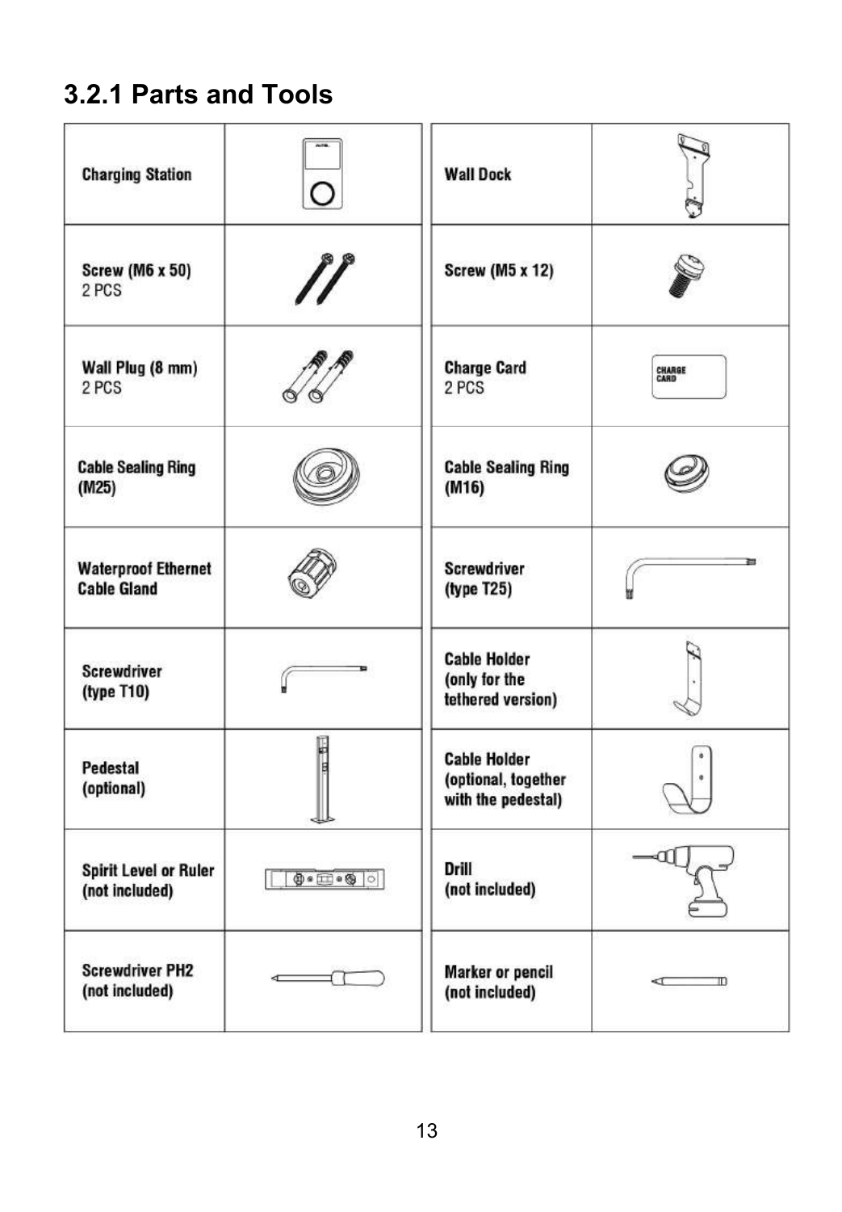## 3.2.1 Parts and Tools

| | | | |
|---|---|---|---|
| **Charging Station** | | **Wall Dock** | |
| **Screw (M6 x 50)** 2 PCS | | **Screw (M5 x 12)** | |
| **Wall Plug (8 mm)** 2 PCS | | **Charge Card** 2 PCS | |
| **Cable Sealing Ring (M25)** | | **Cable Sealing Ring (M16)** | |
| **Waterproof Ethernet Cable Gland** | | **Screwdriver (type T25)** | |
| **Screwdriver (type T10)** | | **Cable Holder (only for the tethered version)** | |
| **Pedestal (optional)** | | **Cable Holder (optional, together with the pedestal)** | |
| **Spirit Level or Ruler (not included)** | | **Drill (not included)** | |
| **Screwdriver PH2 (not included)** | | **Marker or pencil (not included)** | |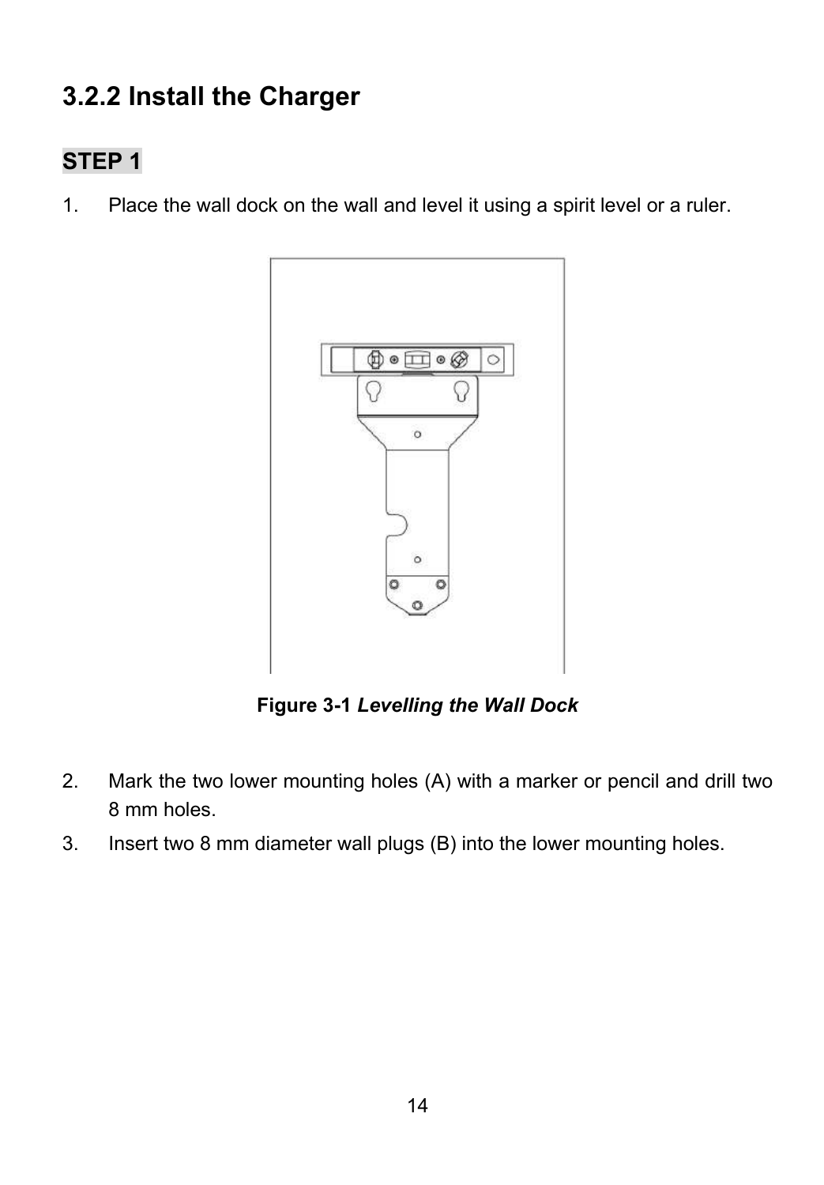## 3.2.2 Install the Charger

**STEP 1**

1. Place the wall dock on the wall and level it using a spirit level or a ruler.

**Figure 3-1** ***Levelling the Wall Dock***

2. Mark the two lower mounting holes (A) with a marker or pencil and drill two 8 mm holes.
3. Insert two 8 mm diameter wall plugs (B) into the lower mounting holes.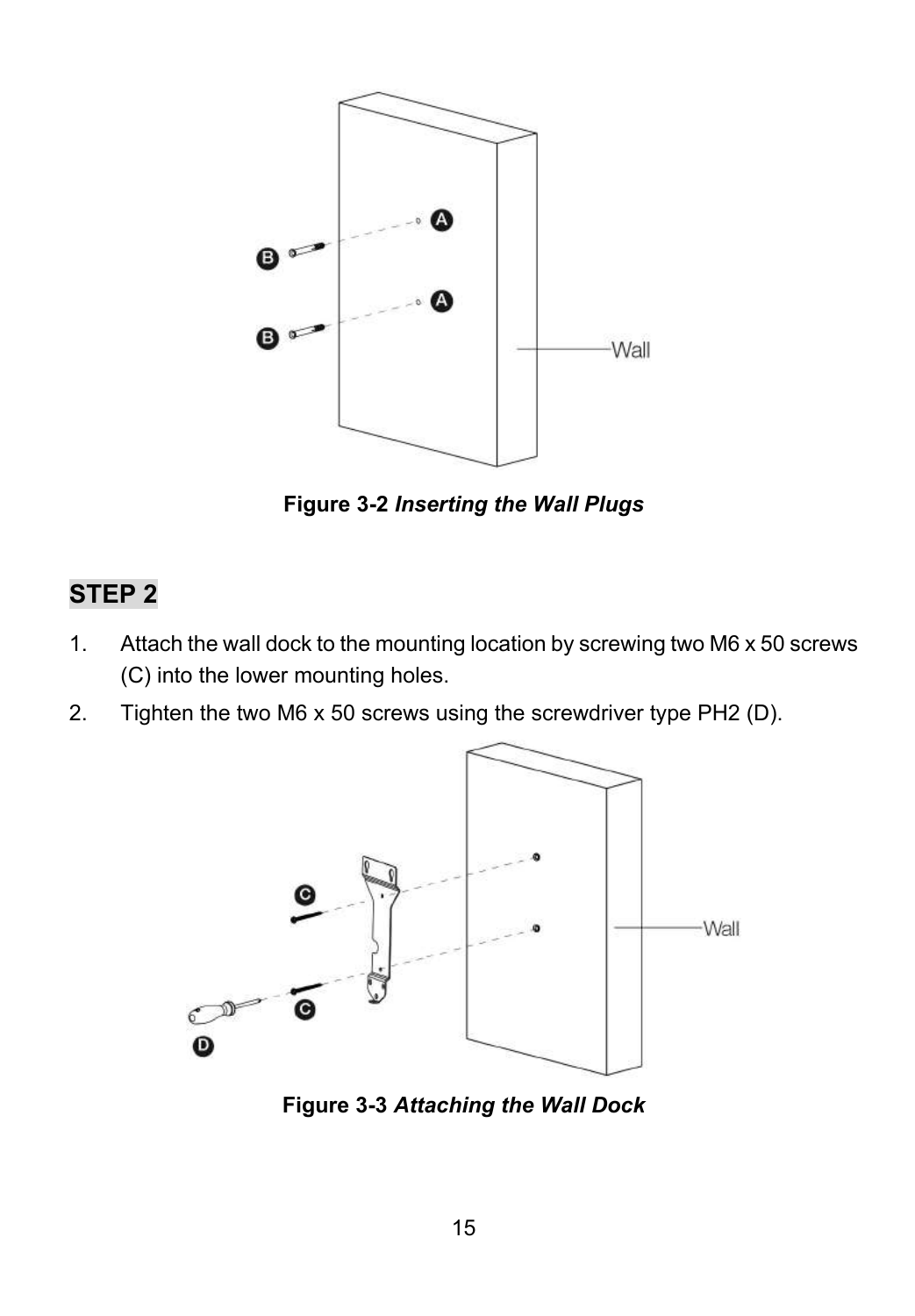Figure 3-2 *Inserting the Wall Plugs*

## STEP 2

1. Attach the wall dock to the mounting location by screwing two M6 x 50 screws (C) into the lower mounting holes.
2. Tighten the two M6 x 50 screws using the screwdriver type PH2 (D).

Figure 3-3 *Attaching the Wall Dock*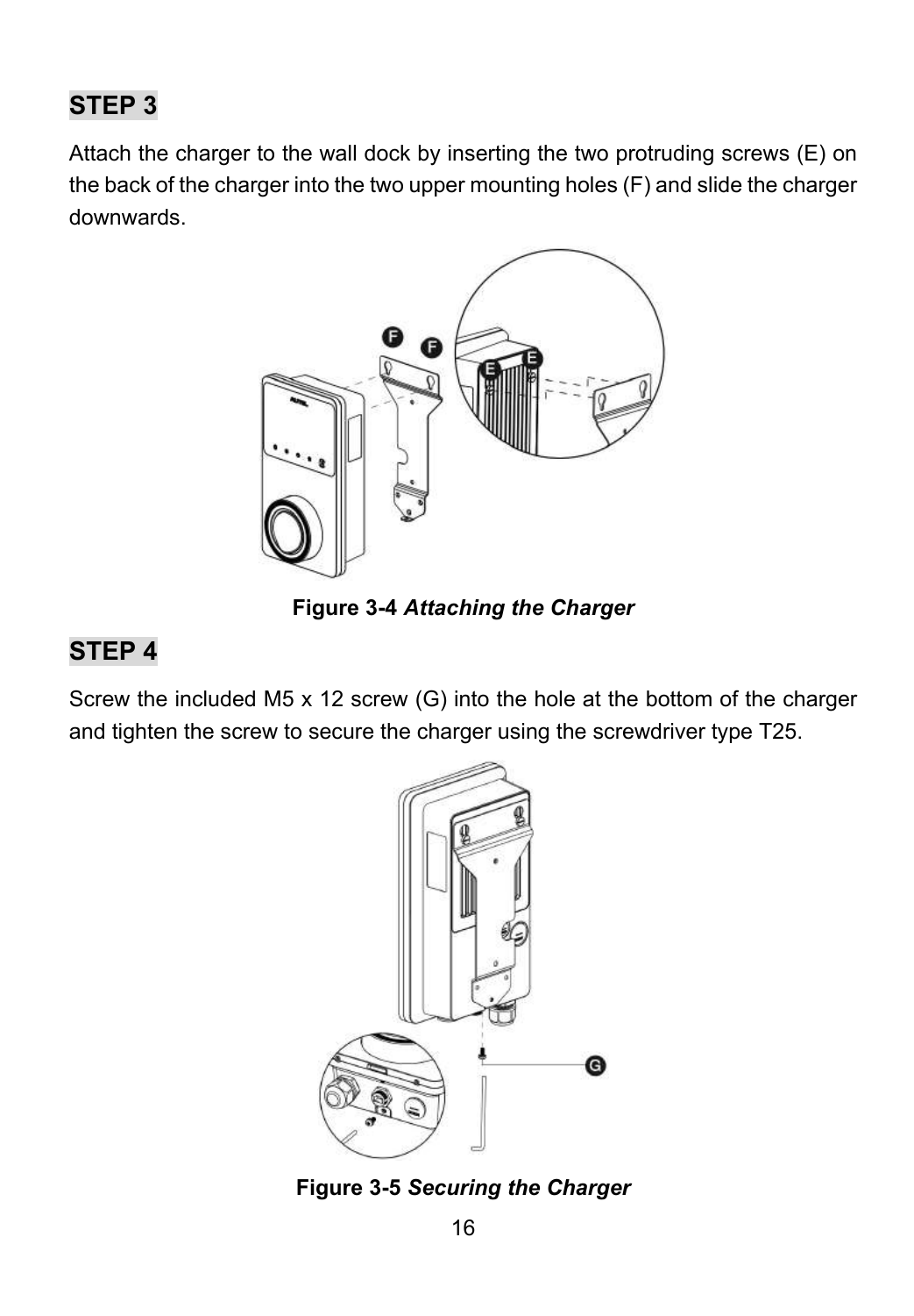## STEP 3

Attach the charger to the wall dock by inserting the two protruding screws (E) on the back of the charger into the two upper mounting holes (F) and slide the charger downwards.

**Figure 3-4** ***Attaching the Charger***

## STEP 4

Screw the included M5 x 12 screw (G) into the hole at the bottom of the charger and tighten the screw to secure the charger using the screwdriver type T25.

**Figure 3-5** ***Securing the Charger***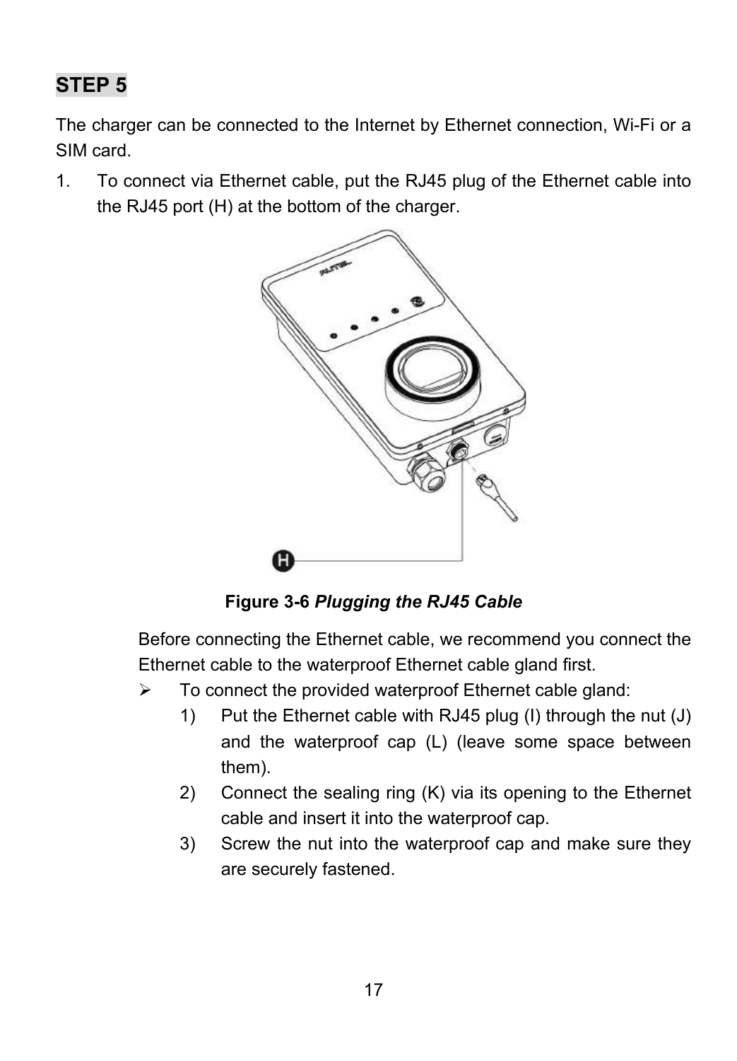## STEP 5

The charger can be connected to the Internet by Ethernet connection, Wi-Fi or a SIM card.

1. To connect via Ethernet cable, put the RJ45 plug of the Ethernet cable into the RJ45 port (H) at the bottom of the charger.

**Figure 3-6** ***Plugging the RJ45 Cable***

Before connecting the Ethernet cable, we recommend you connect the Ethernet cable to the waterproof Ethernet cable gland first.

- To connect the provided waterproof Ethernet cable gland:
  1) Put the Ethernet cable with RJ45 plug (I) through the nut (J) and the waterproof cap (L) (leave some space between them).
  2) Connect the sealing ring (K) via its opening to the Ethernet cable and insert it into the waterproof cap.
  3) Screw the nut into the waterproof cap and make sure they are securely fastened.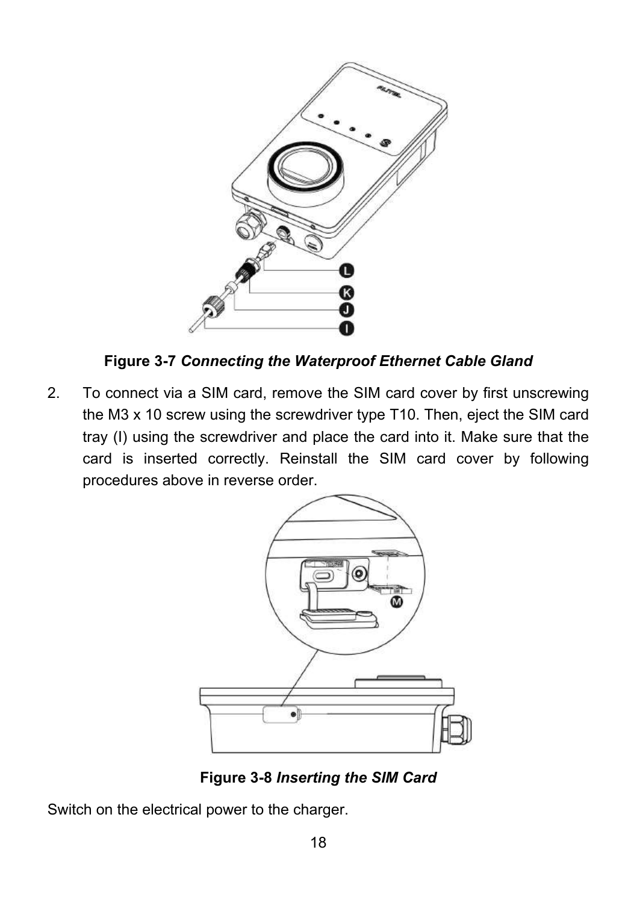Figure 3-7 *Connecting the Waterproof Ethernet Cable Gland*

2. To connect via a SIM card, remove the SIM card cover by first unscrewing the M3 x 10 screw using the screwdriver type T10. Then, eject the SIM card tray (I) using the screwdriver and place the card into it. Make sure that the card is inserted correctly. Reinstall the SIM card cover by following procedures above in reverse order.

**Figure 3-8** *Inserting the SIM Card*

Switch on the electrical power to the charger.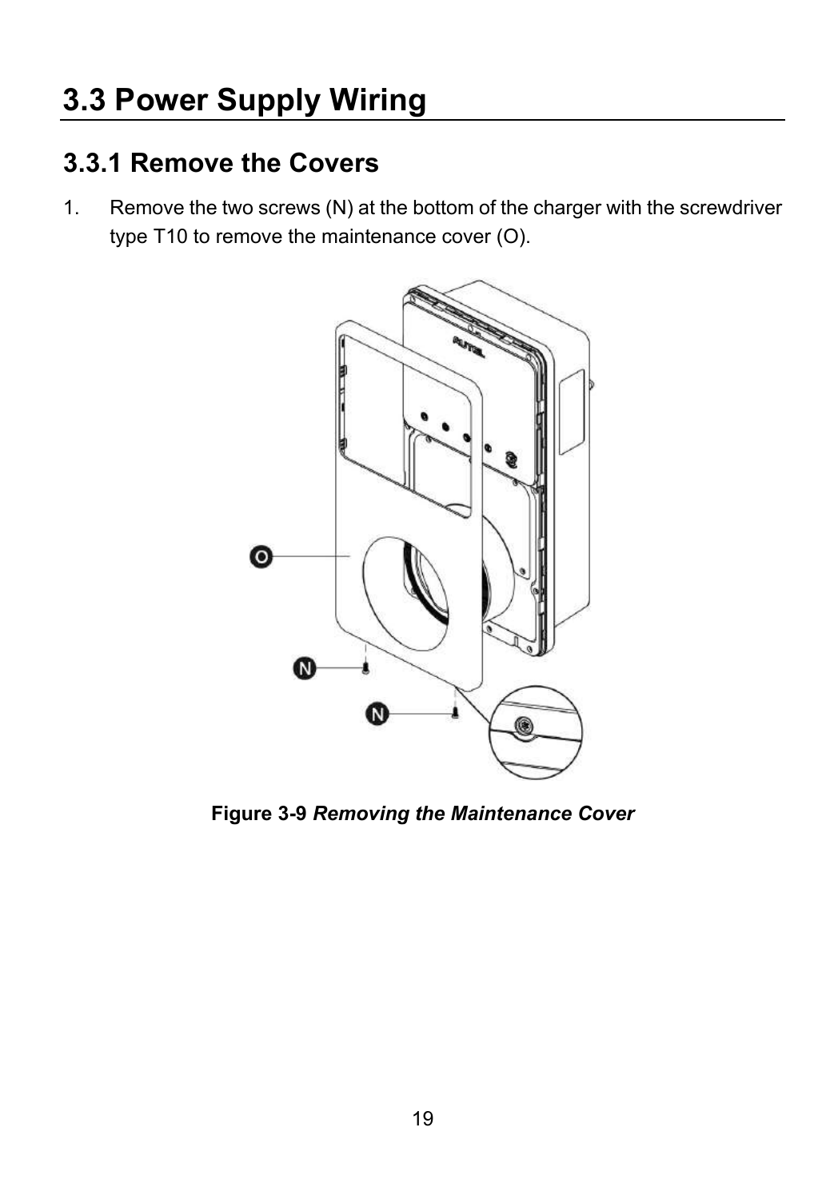## 3.3 Power Supply Wiring

### 3.3.1 Remove the Covers

1. Remove the two screws (N) at the bottom of the charger with the screwdriver type T10 to remove the maintenance cover (O).

**Figure 3-9** ***Removing the Maintenance Cover***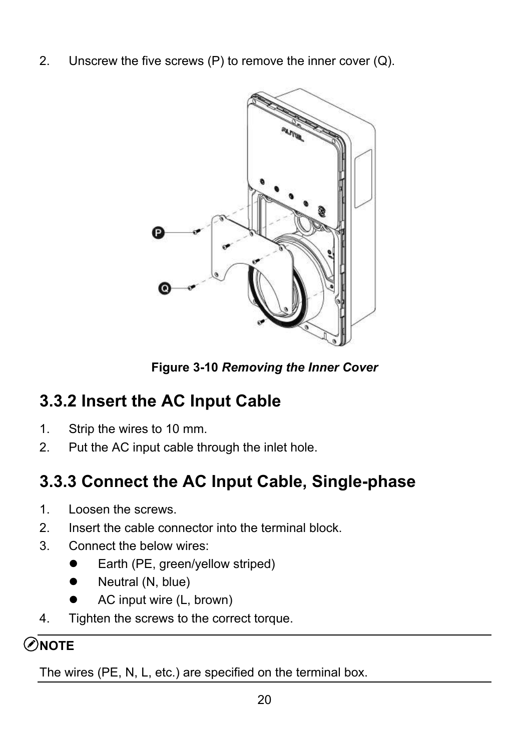2. Unscrew the five screws (P) to remove the inner cover (Q).

**Figure 3-10** ***Removing the Inner Cover***

### 3.3.2 Insert the AC Input Cable

1. Strip the wires to 10 mm.
2. Put the AC input cable through the inlet hole.

### 3.3.3 Connect the AC Input Cable, Single-phase

1. Loosen the screws.
2. Insert the cable connector into the terminal block.
3. Connect the below wires:
   - Earth (PE, green/yellow striped)
   - Neutral (N, blue)
   - AC input wire (L, brown)
4. Tighten the screws to the correct torque.

---

**NOTE**

The wires (PE, N, L, etc.) are specified on the terminal box.

---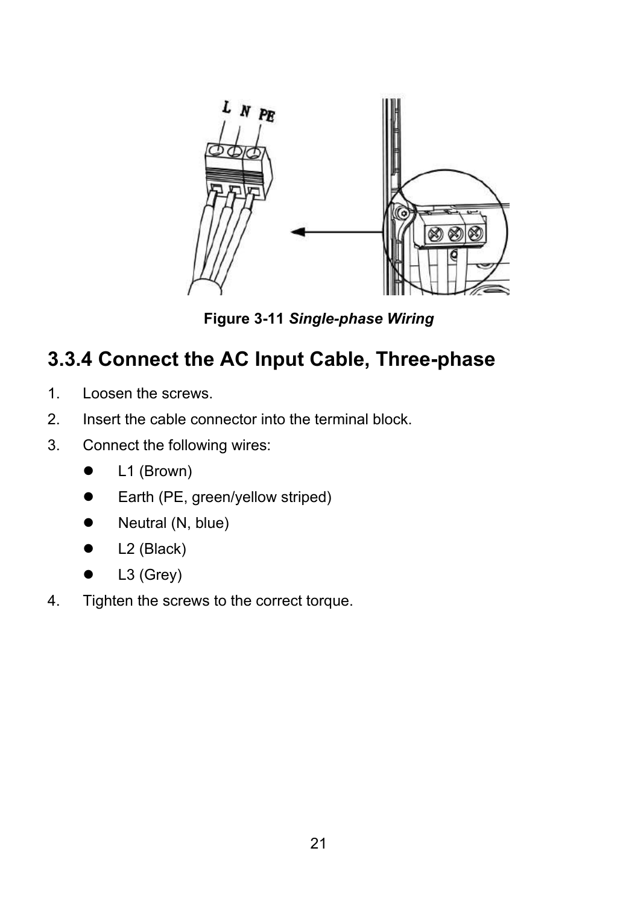Figure 3-11 *Single-phase Wiring*

## 3.3.4 Connect the AC Input Cable, Three-phase

1. Loosen the screws.
2. Insert the cable connector into the terminal block.
3. Connect the following wires:
   - L1 (Brown)
   - Earth (PE, green/yellow striped)
   - Neutral (N, blue)
   - L2 (Black)
   - L3 (Grey)
4. Tighten the screws to the correct torque.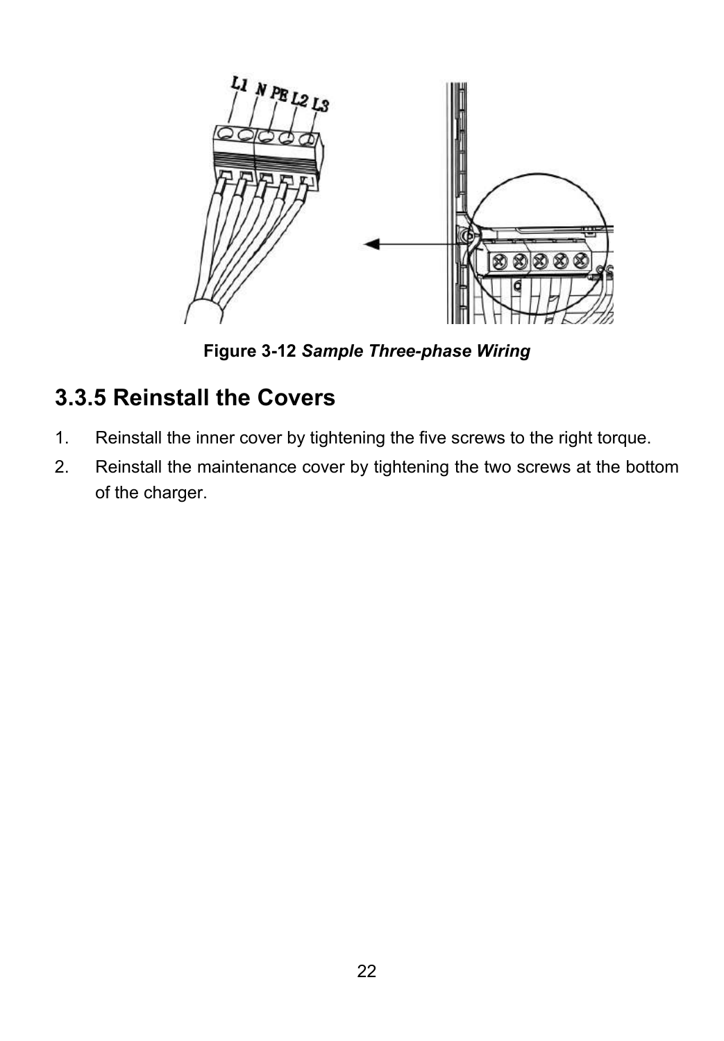Figure 3-12 *Sample Three-phase Wiring*

### 3.3.5 Reinstall the Covers

1. Reinstall the inner cover by tightening the five screws to the right torque.
2. Reinstall the maintenance cover by tightening the two screws at the bottom of the charger.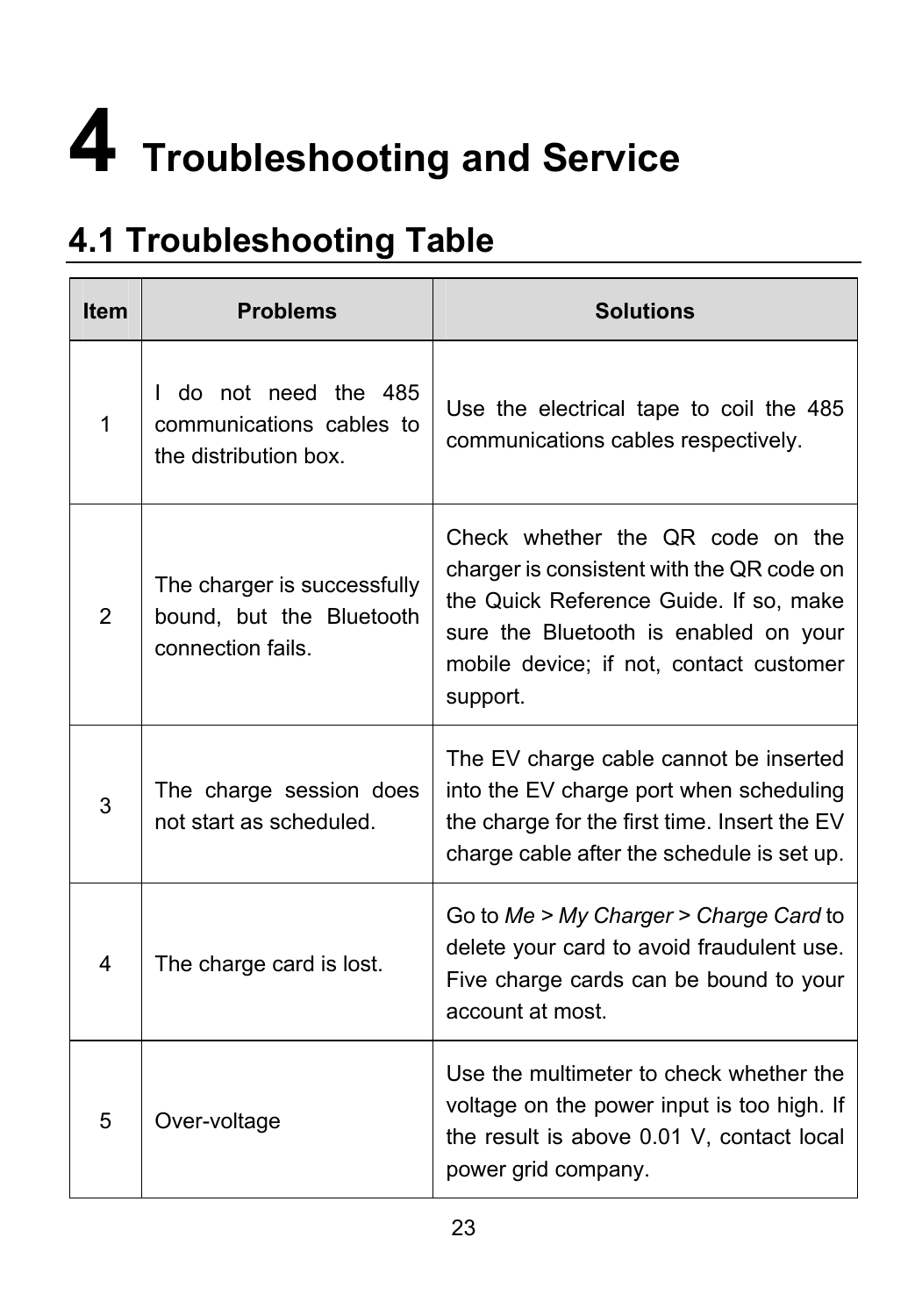# 4 Troubleshooting and Service

## 4.1 Troubleshooting Table

| Item | Problems | Solutions |
| --- | --- | --- |
| 1 | I do not need the 485 communications cables to the distribution box. | Use the electrical tape to coil the 485 communications cables respectively. |
| 2 | The charger is successfully bound, but the Bluetooth connection fails. | Check whether the QR code on the charger is consistent with the QR code on the Quick Reference Guide. If so, make sure the Bluetooth is enabled on your mobile device; if not, contact customer support. |
| 3 | The charge session does not start as scheduled. | The EV charge cable cannot be inserted into the EV charge port when scheduling the charge for the first time. Insert the EV charge cable after the schedule is set up. |
| 4 | The charge card is lost. | Go to *Me* > *My Charger* > *Charge Card* to delete your card to avoid fraudulent use. Five charge cards can be bound to your account at most. |
| 5 | Over-voltage | Use the multimeter to check whether the voltage on the power input is too high. If the result is above 0.01 V, contact local power grid company. |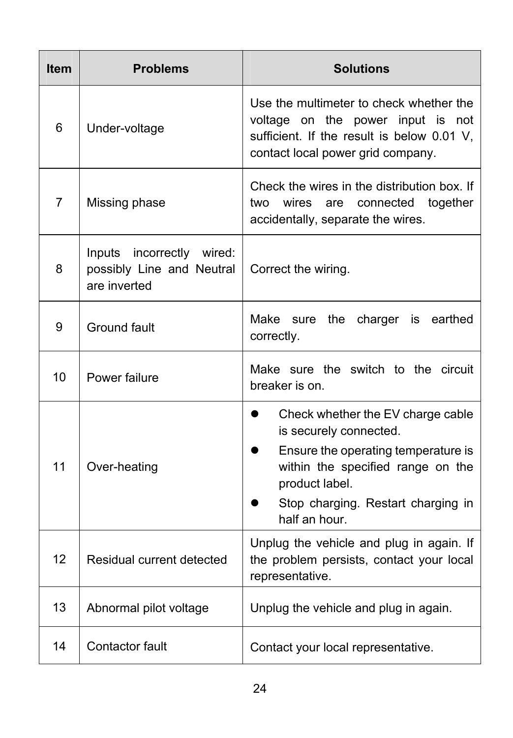| Item | Problems | Solutions |
| --- | --- | --- |
| 6 | Under-voltage | Use the multimeter to check whether the voltage on the power input is not sufficient. If the result is below 0.01 V, contact local power grid company. |
| 7 | Missing phase | Check the wires in the distribution box. If two wires are connected together accidentally, separate the wires. |
| 8 | Inputs incorrectly wired: possibly Line and Neutral are inverted | Correct the wiring. |
| 9 | Ground fault | Make sure the charger is earthed correctly. |
| 10 | Power failure | Make sure the switch to the circuit breaker is on. |
| 11 | Over-heating | • Check whether the EV charge cable is securely connected.<br>• Ensure the operating temperature is within the specified range on the product label.<br>• Stop charging. Restart charging in half an hour. |
| 12 | Residual current detected | Unplug the vehicle and plug in again. If the problem persists, contact your local representative. |
| 13 | Abnormal pilot voltage | Unplug the vehicle and plug in again. |
| 14 | Contactor fault | Contact your local representative. |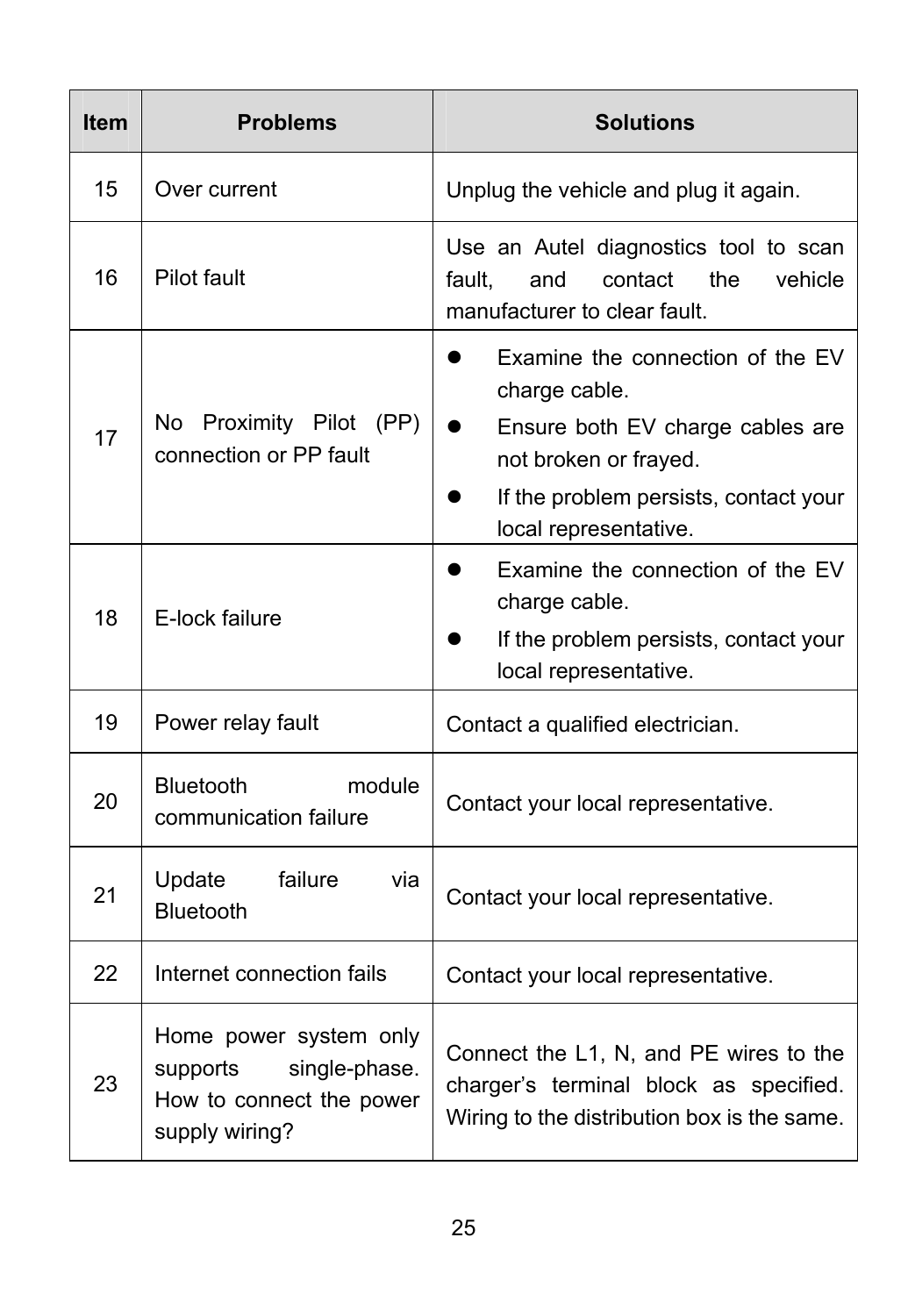| Item | Problems | Solutions |
| --- | --- | --- |
| 15 | Over current | Unplug the vehicle and plug it again. |
| 16 | Pilot fault | Use an Autel diagnostics tool to scan fault, and contact the vehicle manufacturer to clear fault. |
| 17 | No Proximity Pilot (PP) connection or PP fault | • Examine the connection of the EV charge cable.<br>• Ensure both EV charge cables are not broken or frayed.<br>• If the problem persists, contact your local representative. |
| 18 | E-lock failure | • Examine the connection of the EV charge cable.<br>• If the problem persists, contact your local representative. |
| 19 | Power relay fault | Contact a qualified electrician. |
| 20 | Bluetooth module communication failure | Contact your local representative. |
| 21 | Update failure via Bluetooth | Contact your local representative. |
| 22 | Internet connection fails | Contact your local representative. |
| 23 | Home power system only supports single-phase. How to connect the power supply wiring? | Connect the L1, N, and PE wires to the charger's terminal block as specified. Wiring to the distribution box is the same. |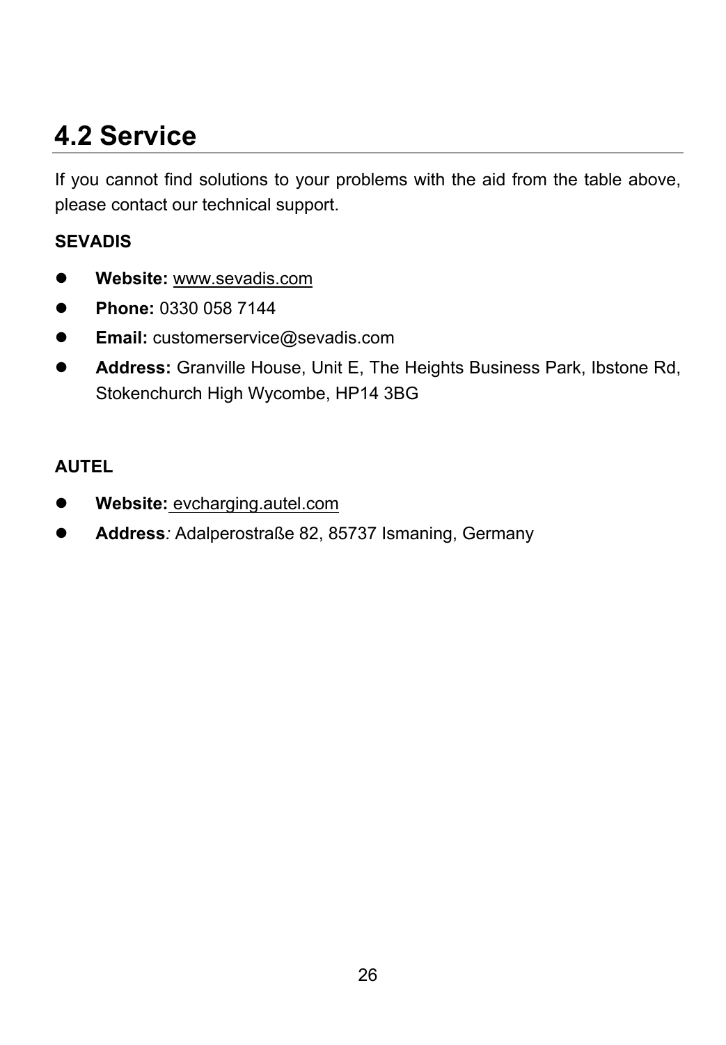## 4.2 Service

If you cannot find solutions to your problems with the aid from the table above, please contact our technical support.

**SEVADIS**

- **Website:** www.sevadis.com
- **Phone:** 0330 058 7144
- **Email:** customerservice@sevadis.com
- **Address:** Granville House, Unit E, The Heights Business Park, Ibstone Rd, Stokenchurch High Wycombe, HP14 3BG

**AUTEL**

- **Website:** evcharging.autel.com
- **Address***:* Adalperostraße 82, 85737 Ismaning, Germany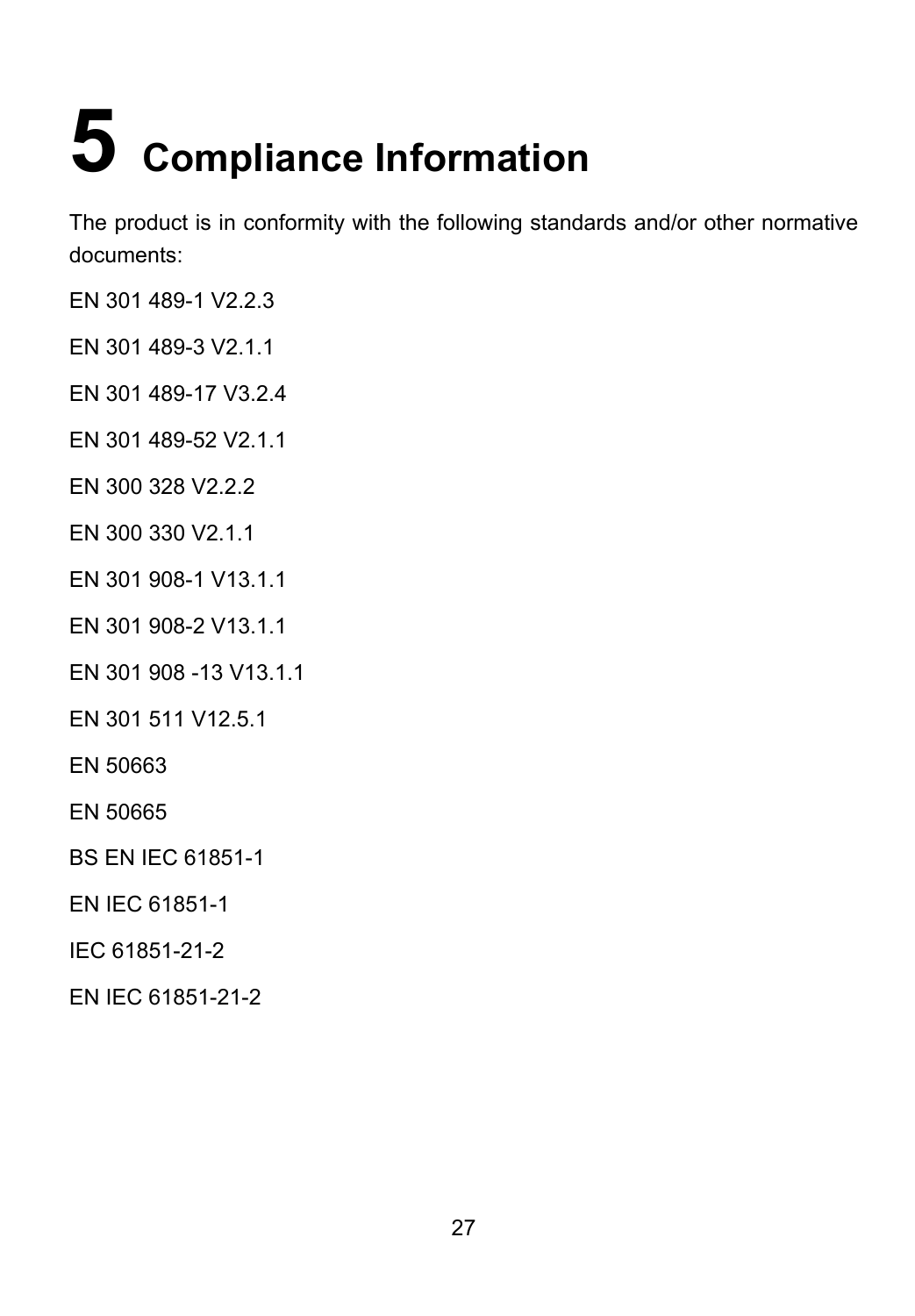# 5 Compliance Information

The product is in conformity with the following standards and/or other normative documents:

EN 301 489-1 V2.2.3

EN 301 489-3 V2.1.1

EN 301 489-17 V3.2.4

EN 301 489-52 V2.1.1

EN 300 328 V2.2.2

EN 300 330 V2.1.1

EN 301 908-1 V13.1.1

EN 301 908-2 V13.1.1

EN 301 908 -13 V13.1.1

EN 301 511 V12.5.1

EN 50663

EN 50665

BS EN IEC 61851-1

EN IEC 61851-1

IEC 61851-21-2

EN IEC 61851-21-2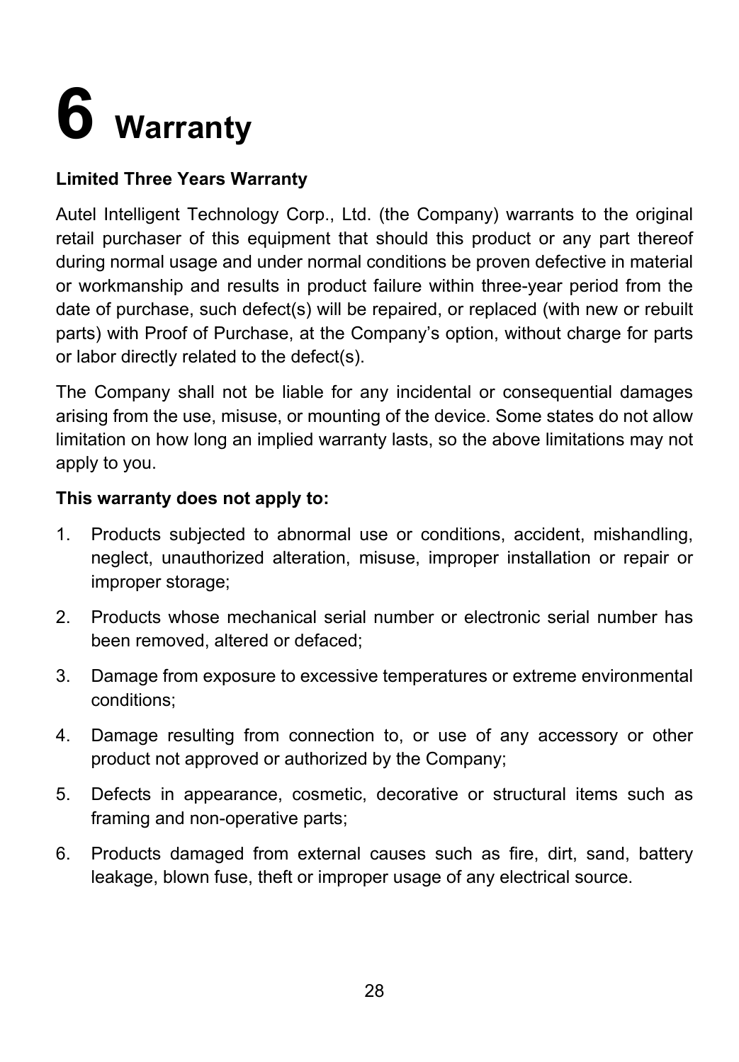# 6 Warranty

**Limited Three Years Warranty**

Autel Intelligent Technology Corp., Ltd. (the Company) warrants to the original retail purchaser of this equipment that should this product or any part thereof during normal usage and under normal conditions be proven defective in material or workmanship and results in product failure within three-year period from the date of purchase, such defect(s) will be repaired, or replaced (with new or rebuilt parts) with Proof of Purchase, at the Company's option, without charge for parts or labor directly related to the defect(s).

The Company shall not be liable for any incidental or consequential damages arising from the use, misuse, or mounting of the device. Some states do not allow limitation on how long an implied warranty lasts, so the above limitations may not apply to you.

**This warranty does not apply to:**

1. Products subjected to abnormal use or conditions, accident, mishandling, neglect, unauthorized alteration, misuse, improper installation or repair or improper storage;
2. Products whose mechanical serial number or electronic serial number has been removed, altered or defaced;
3. Damage from exposure to excessive temperatures or extreme environmental conditions;
4. Damage resulting from connection to, or use of any accessory or other product not approved or authorized by the Company;
5. Defects in appearance, cosmetic, decorative or structural items such as framing and non-operative parts;
6. Products damaged from external causes such as fire, dirt, sand, battery leakage, blown fuse, theft or improper usage of any electrical source.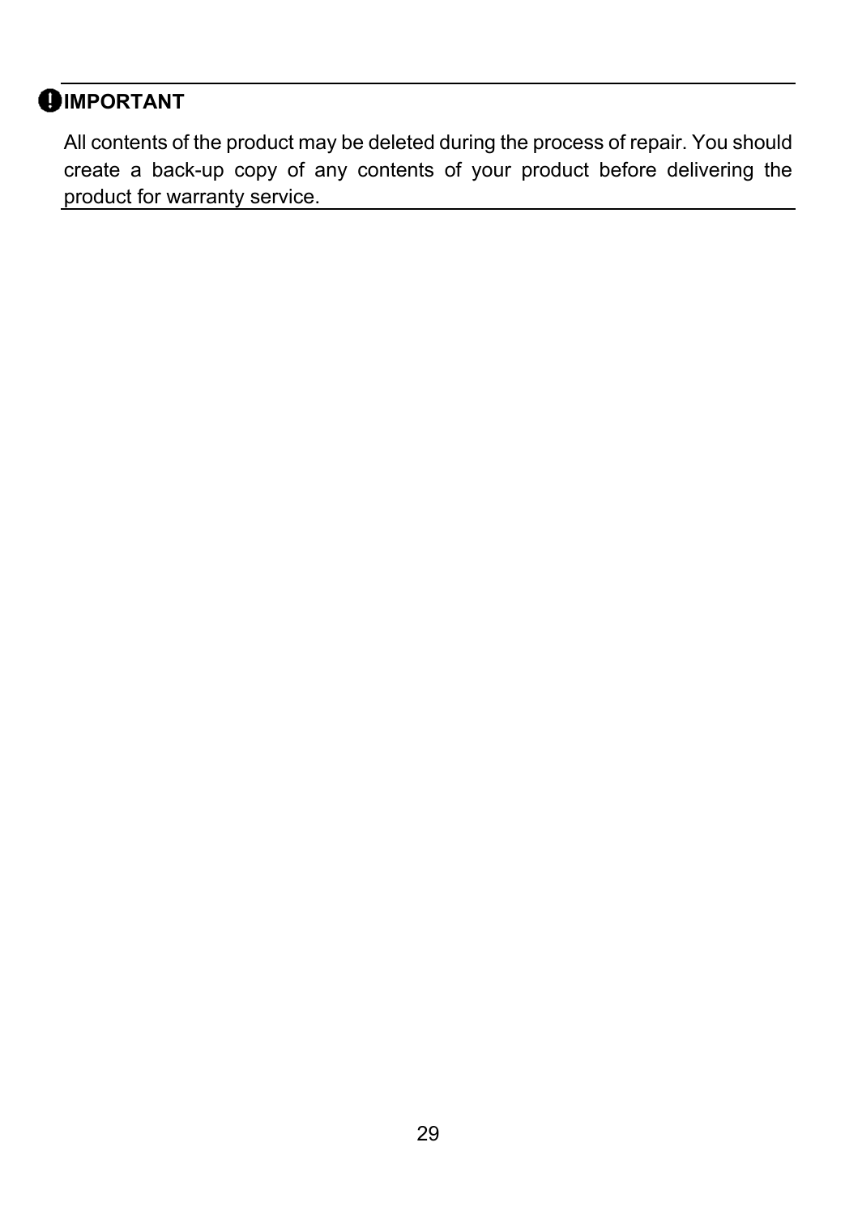**IMPORTANT**

All contents of the product may be deleted during the process of repair. You should create a back-up copy of any contents of your product before delivering the product for warranty service.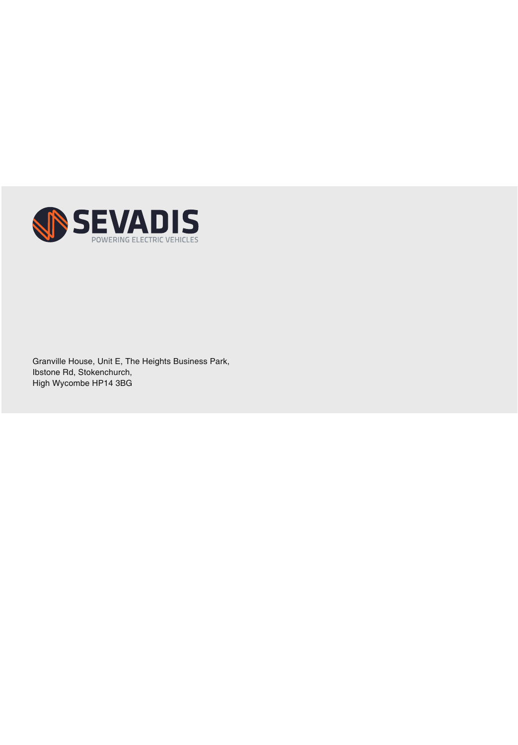SEVADIS

POWERING ELECTRIC VEHICLES

Granville House, Unit E, The Heights Business Park,
Ibstone Rd, Stokenchurch,
High Wycombe HP14 3BG